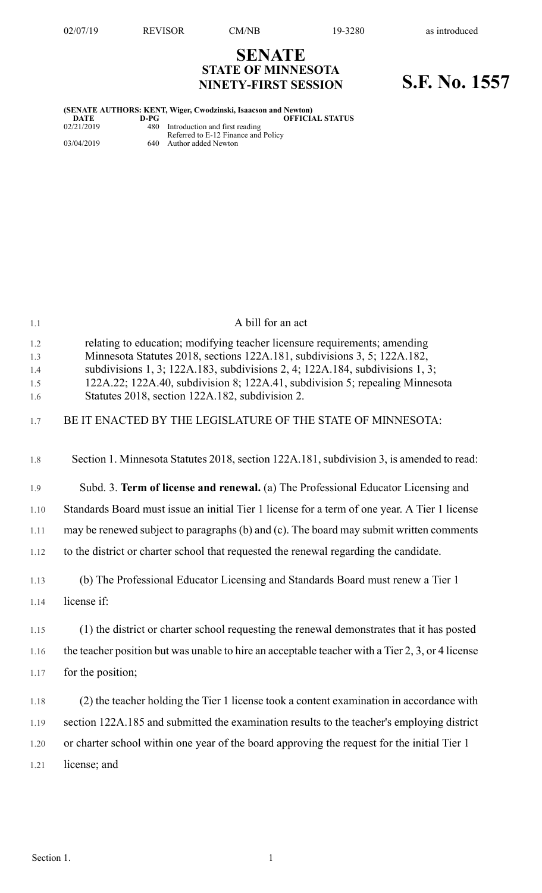# SENATE
## STATE OF MINNESOTA
## NINETY-FIRST SESSION

# S.F. No. 1557

**(SENATE AUTHORS: KENT, Wiger, Cwodzinski, Isaacson and Newton)**

| DATE | D-PG | OFFICIAL STATUS |
|---|---|---|
| 02/21/2019 | 480 | Introduction and first reading<br>Referred to E-12 Finance and Policy |
| 03/04/2019 | 640 | Author added Newton |

A bill for an act

relating to education; modifying teacher licensure requirements; amending Minnesota Statutes 2018, sections 122A.181, subdivisions 3, 5; 122A.182, subdivisions 1, 3; 122A.183, subdivisions 2, 4; 122A.184, subdivisions 1, 3; 122A.22; 122A.40, subdivision 8; 122A.41, subdivision 5; repealing Minnesota Statutes 2018, section 122A.182, subdivision 2.

BE IT ENACTED BY THE LEGISLATURE OF THE STATE OF MINNESOTA:

Section 1. Minnesota Statutes 2018, section 122A.181, subdivision 3, is amended to read:

Subd. 3. **Term of license and renewal.** (a) The Professional Educator Licensing and Standards Board must issue an initial Tier 1 license for a term of one year. A Tier 1 license may be renewed subject to paragraphs (b) and (c). The board may submit written comments to the district or charter school that requested the renewal regarding the candidate.

(b) The Professional Educator Licensing and Standards Board must renew a Tier 1 license if:

(1) the district or charter school requesting the renewal demonstrates that it has posted the teacher position but was unable to hire an acceptable teacher with a Tier 2, 3, or 4 license for the position;

(2) the teacher holding the Tier 1 license took a content examination in accordance with section 122A.185 and submitted the examination results to the teacher's employing district or charter school within one year of the board approving the request for the initial Tier 1 license; and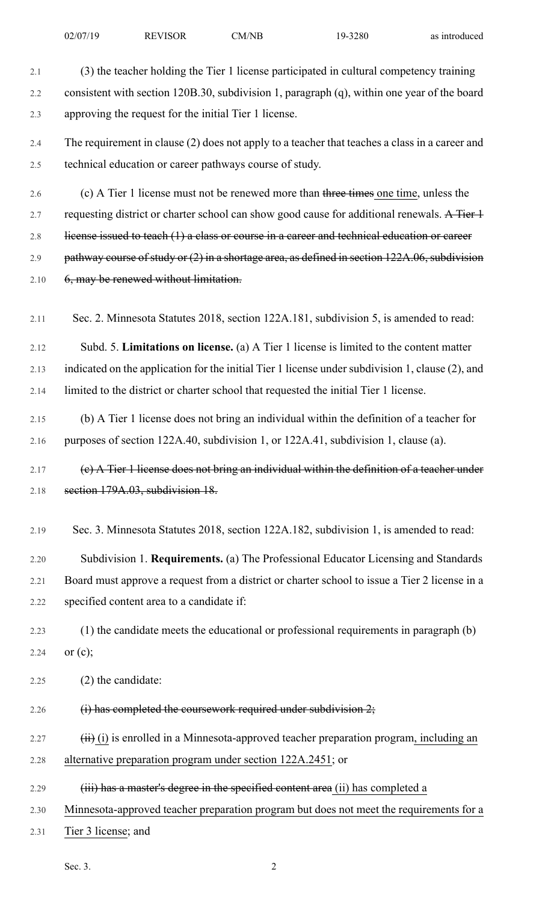(3) the teacher holding the Tier 1 license participated in cultural competency training consistent with section 120B.30, subdivision 1, paragraph (q), within one year of the board approving the request for the initial Tier 1 license.

The requirement in clause (2) does not apply to a teacher that teaches a class in a career and technical education or career pathways course of study.

(c) A Tier 1 license must not be renewed more than ~~three times~~ one time, unless the requesting district or charter school can show good cause for additional renewals. ~~A Tier 1 license issued to teach (1) a class or course in a career and technical education or career pathway course of study or (2) in a shortage area, as defined in section 122A.06, subdivision 6, may be renewed without limitation.~~

Sec. 2. Minnesota Statutes 2018, section 122A.181, subdivision 5, is amended to read:

Subd. 5. **Limitations on license.** (a) A Tier 1 license is limited to the content matter indicated on the application for the initial Tier 1 license under subdivision 1, clause (2), and limited to the district or charter school that requested the initial Tier 1 license.

(b) A Tier 1 license does not bring an individual within the definition of a teacher for purposes of section 122A.40, subdivision 1, or 122A.41, subdivision 1, clause (a).

~~(c) A Tier 1 license does not bring an individual within the definition of a teacher under section 179A.03, subdivision 18.~~

Sec. 3. Minnesota Statutes 2018, section 122A.182, subdivision 1, is amended to read:

Subdivision 1. **Requirements.** (a) The Professional Educator Licensing and Standards Board must approve a request from a district or charter school to issue a Tier 2 license in a specified content area to a candidate if:

(1) the candidate meets the educational or professional requirements in paragraph (b) or (c);

(2) the candidate:

~~(i) has completed the coursework required under subdivision 2;~~

~~(ii)~~ (i) is enrolled in a Minnesota-approved teacher preparation program, including an alternative preparation program under section 122A.2451; or

~~(iii) has a master's degree in the specified content area~~ (ii) has completed a Minnesota-approved teacher preparation program but does not meet the requirements for a Tier 3 license; and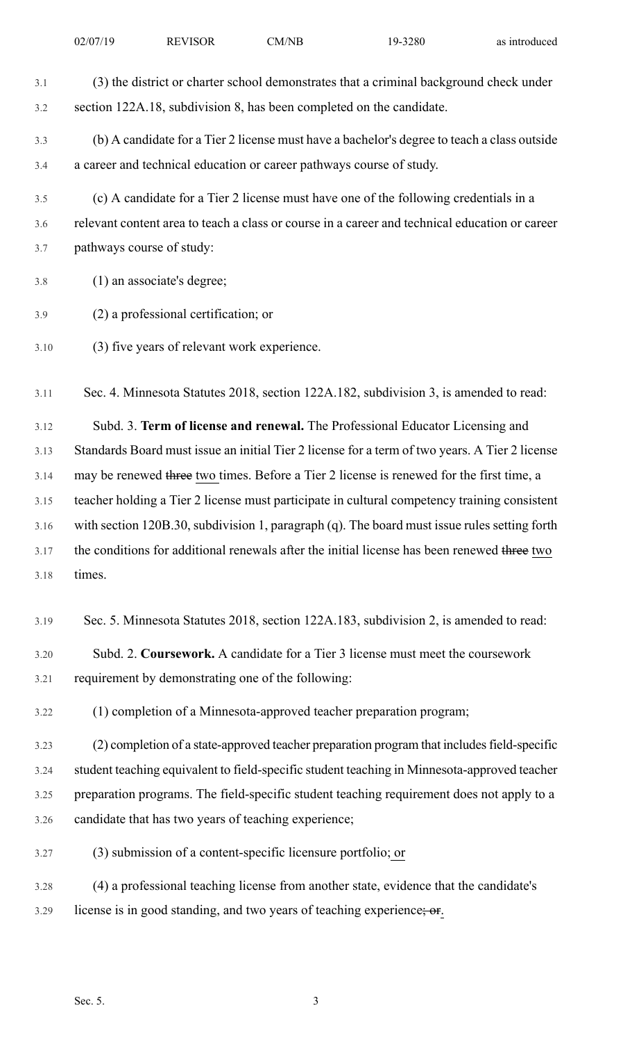(3) the district or charter school demonstrates that a criminal background check under section 122A.18, subdivision 8, has been completed on the candidate.

(b) A candidate for a Tier 2 license must have a bachelor's degree to teach a class outside a career and technical education or career pathways course of study.

(c) A candidate for a Tier 2 license must have one of the following credentials in a relevant content area to teach a class or course in a career and technical education or career pathways course of study:

(1) an associate's degree;

(2) a professional certification; or

(3) five years of relevant work experience.

Sec. 4. Minnesota Statutes 2018, section 122A.182, subdivision 3, is amended to read:

Subd. 3. **Term of license and renewal.** The Professional Educator Licensing and Standards Board must issue an initial Tier 2 license for a term of two years. A Tier 2 license may be renewed ~~three~~ two times. Before a Tier 2 license is renewed for the first time, a teacher holding a Tier 2 license must participate in cultural competency training consistent with section 120B.30, subdivision 1, paragraph (q). The board must issue rules setting forth the conditions for additional renewals after the initial license has been renewed ~~three~~ two times.

Sec. 5. Minnesota Statutes 2018, section 122A.183, subdivision 2, is amended to read:

Subd. 2. **Coursework.** A candidate for a Tier 3 license must meet the coursework requirement by demonstrating one of the following:

(1) completion of a Minnesota-approved teacher preparation program;

(2) completion of a state-approved teacher preparation program that includes field-specific student teaching equivalent to field-specific student teaching in Minnesota-approved teacher preparation programs. The field-specific student teaching requirement does not apply to a candidate that has two years of teaching experience;

(3) submission of a content-specific licensure portfolio; or

(4) a professional teaching license from another state, evidence that the candidate's license is in good standing, and two years of teaching experience~~; or~~.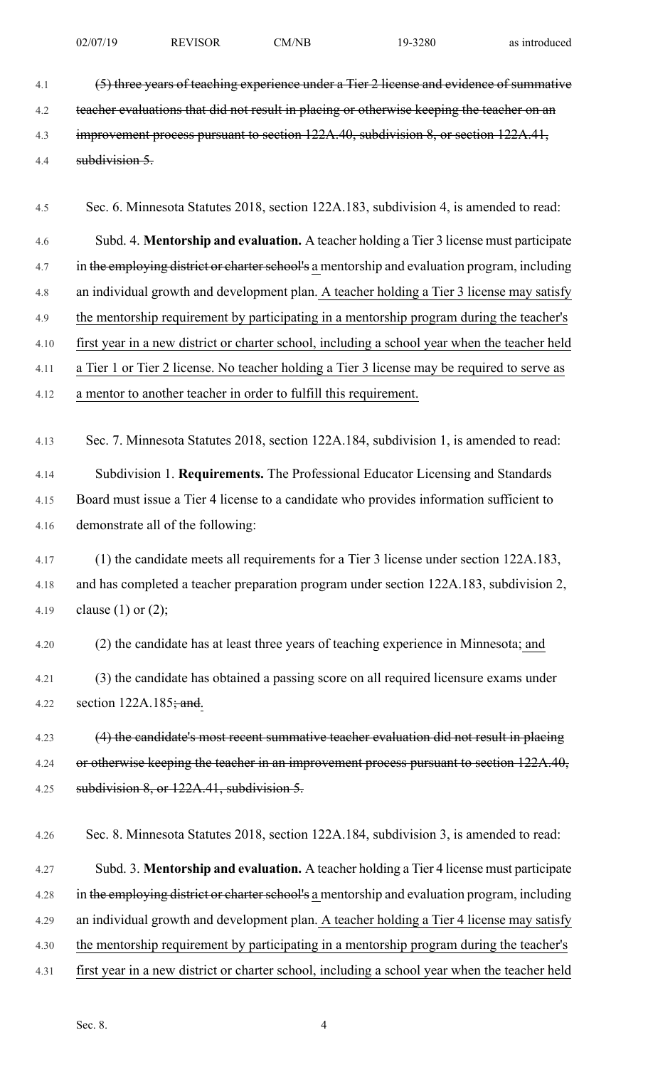~~(5) three years of teaching experience under a Tier 2 license and evidence of summative teacher evaluations that did not result in placing or otherwise keeping the teacher on an improvement process pursuant to section 122A.40, subdivision 8, or section 122A.41, subdivision 5.~~

Sec. 6. Minnesota Statutes 2018, section 122A.183, subdivision 4, is amended to read:

Subd. 4. **Mentorship and evaluation.** A teacher holding a Tier 3 license must participate in ~~the employing district or charter school's~~ a mentorship and evaluation program, including an individual growth and development plan. A teacher holding a Tier 3 license may satisfy the mentorship requirement by participating in a mentorship program during the teacher's first year in a new district or charter school, including a school year when the teacher held a Tier 1 or Tier 2 license. No teacher holding a Tier 3 license may be required to serve as a mentor to another teacher in order to fulfill this requirement.

Sec. 7. Minnesota Statutes 2018, section 122A.184, subdivision 1, is amended to read:

Subdivision 1. **Requirements.** The Professional Educator Licensing and Standards Board must issue a Tier 4 license to a candidate who provides information sufficient to demonstrate all of the following:

(1) the candidate meets all requirements for a Tier 3 license under section 122A.183, and has completed a teacher preparation program under section 122A.183, subdivision 2, clause (1) or (2);

(2) the candidate has at least three years of teaching experience in Minnesota; and

(3) the candidate has obtained a passing score on all required licensure exams under section 122A.185~~; and~~.

~~(4) the candidate's most recent summative teacher evaluation did not result in placing or otherwise keeping the teacher in an improvement process pursuant to section 122A.40, subdivision 8, or 122A.41, subdivision 5.~~

Sec. 8. Minnesota Statutes 2018, section 122A.184, subdivision 3, is amended to read:

Subd. 3. **Mentorship and evaluation.** A teacher holding a Tier 4 license must participate in ~~the employing district or charter school's~~ a mentorship and evaluation program, including an individual growth and development plan. A teacher holding a Tier 4 license may satisfy the mentorship requirement by participating in a mentorship program during the teacher's first year in a new district or charter school, including a school year when the teacher held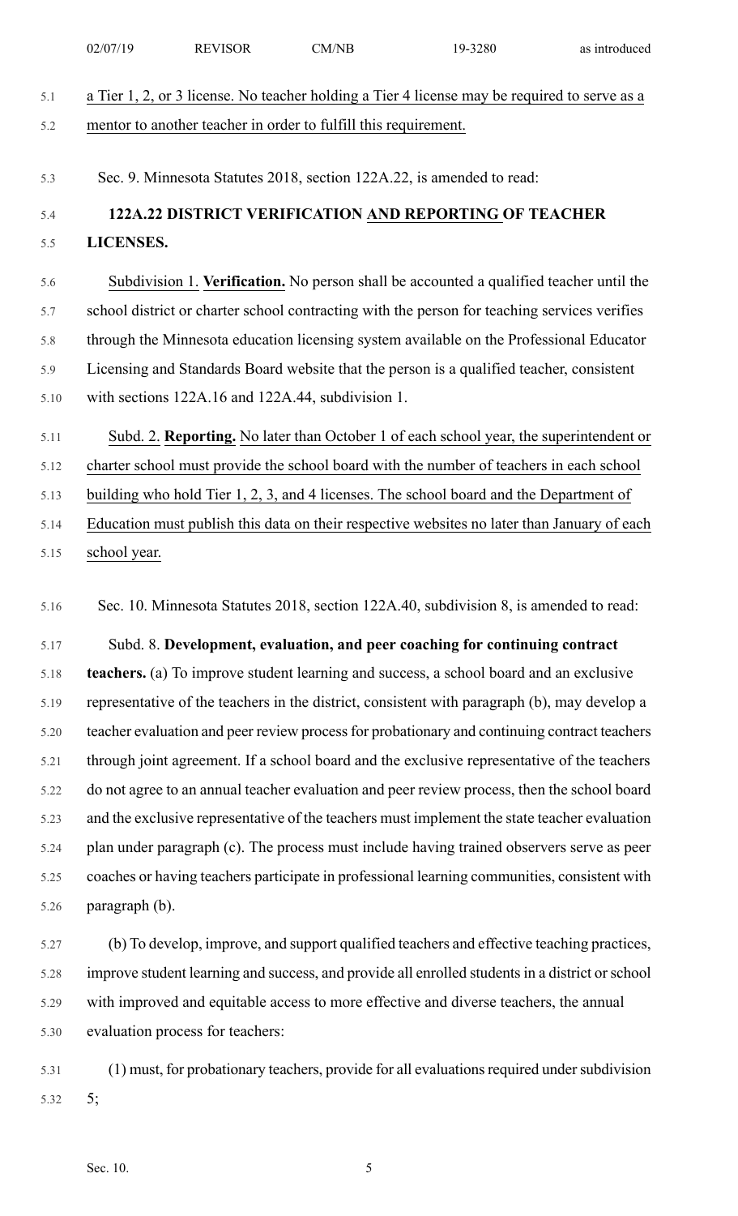a Tier 1, 2, or 3 license. No teacher holding a Tier 4 license may be required to serve as a mentor to another teacher in order to fulfill this requirement.

Sec. 9. Minnesota Statutes 2018, section 122A.22, is amended to read:

**122A.22 DISTRICT VERIFICATION AND REPORTING OF TEACHER LICENSES.**

Subdivision 1. **Verification.** No person shall be accounted a qualified teacher until the school district or charter school contracting with the person for teaching services verifies through the Minnesota education licensing system available on the Professional Educator Licensing and Standards Board website that the person is a qualified teacher, consistent with sections 122A.16 and 122A.44, subdivision 1.

Subd. 2. **Reporting.** No later than October 1 of each school year, the superintendent or charter school must provide the school board with the number of teachers in each school building who hold Tier 1, 2, 3, and 4 licenses. The school board and the Department of Education must publish this data on their respective websites no later than January of each school year.

Sec. 10. Minnesota Statutes 2018, section 122A.40, subdivision 8, is amended to read:

Subd. 8. **Development, evaluation, and peer coaching for continuing contract teachers.** (a) To improve student learning and success, a school board and an exclusive representative of the teachers in the district, consistent with paragraph (b), may develop a teacher evaluation and peer review process for probationary and continuing contract teachers through joint agreement. If a school board and the exclusive representative of the teachers do not agree to an annual teacher evaluation and peer review process, then the school board and the exclusive representative of the teachers must implement the state teacher evaluation plan under paragraph (c). The process must include having trained observers serve as peer coaches or having teachers participate in professional learning communities, consistent with paragraph (b).

(b) To develop, improve, and support qualified teachers and effective teaching practices, improve student learning and success, and provide all enrolled students in a district or school with improved and equitable access to more effective and diverse teachers, the annual evaluation process for teachers:

(1) must, for probationary teachers, provide for all evaluations required under subdivision 5;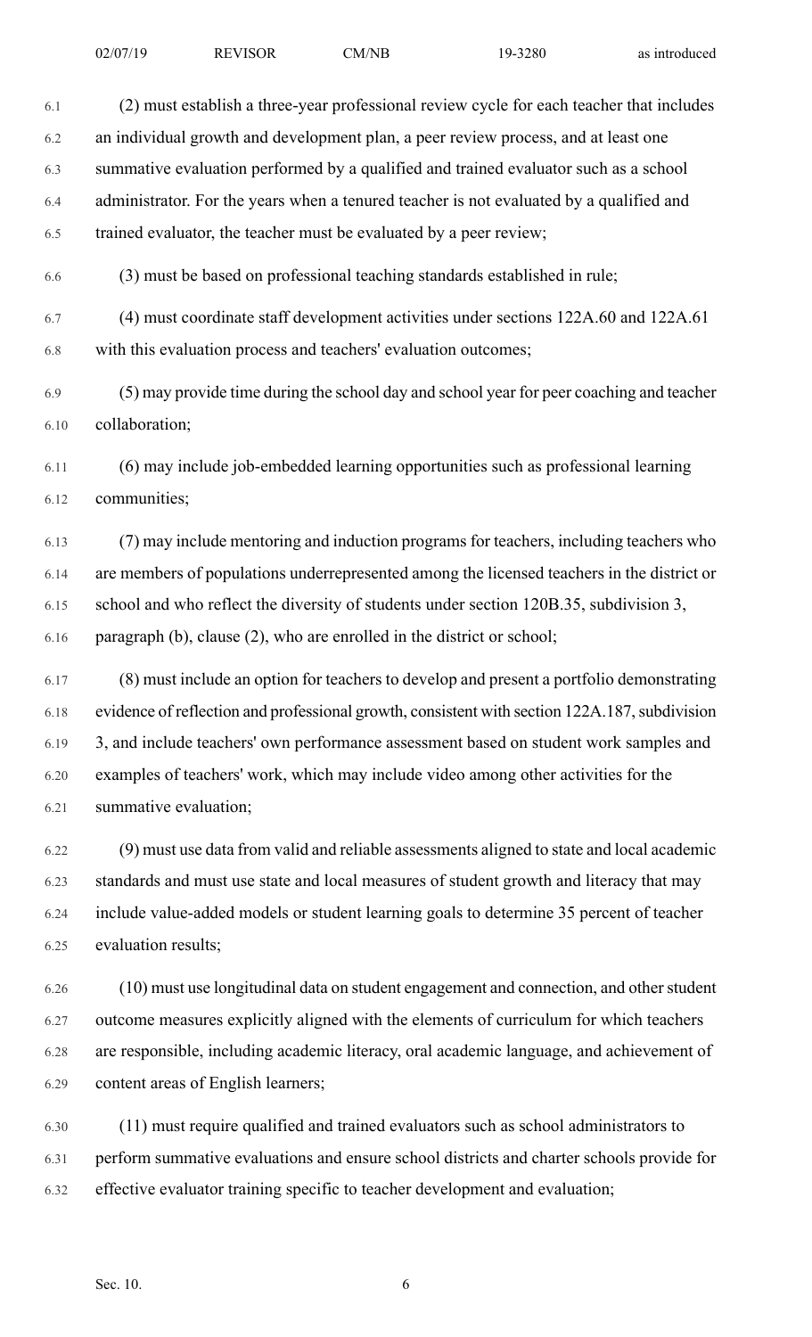(2) must establish a three-year professional review cycle for each teacher that includes an individual growth and development plan, a peer review process, and at least one summative evaluation performed by a qualified and trained evaluator such as a school administrator. For the years when a tenured teacher is not evaluated by a qualified and trained evaluator, the teacher must be evaluated by a peer review;

(3) must be based on professional teaching standards established in rule;

(4) must coordinate staff development activities under sections 122A.60 and 122A.61 with this evaluation process and teachers' evaluation outcomes;

(5) may provide time during the school day and school year for peer coaching and teacher collaboration;

(6) may include job-embedded learning opportunities such as professional learning communities;

(7) may include mentoring and induction programs for teachers, including teachers who are members of populations underrepresented among the licensed teachers in the district or school and who reflect the diversity of students under section 120B.35, subdivision 3, paragraph (b), clause (2), who are enrolled in the district or school;

(8) must include an option for teachers to develop and present a portfolio demonstrating evidence of reflection and professional growth, consistent with section 122A.187, subdivision 3, and include teachers' own performance assessment based on student work samples and examples of teachers' work, which may include video among other activities for the summative evaluation;

(9) must use data from valid and reliable assessments aligned to state and local academic standards and must use state and local measures of student growth and literacy that may include value-added models or student learning goals to determine 35 percent of teacher evaluation results;

(10) must use longitudinal data on student engagement and connection, and other student outcome measures explicitly aligned with the elements of curriculum for which teachers are responsible, including academic literacy, oral academic language, and achievement of content areas of English learners;

(11) must require qualified and trained evaluators such as school administrators to perform summative evaluations and ensure school districts and charter schools provide for effective evaluator training specific to teacher development and evaluation;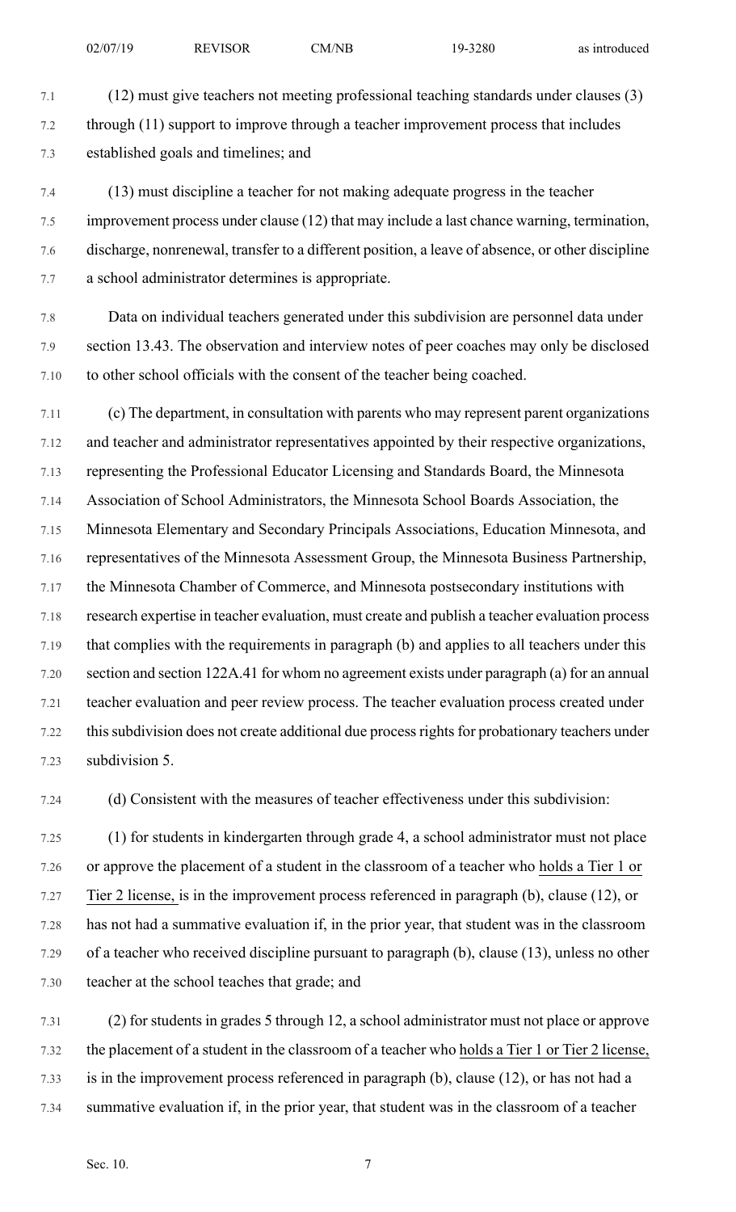(12) must give teachers not meeting professional teaching standards under clauses (3) through (11) support to improve through a teacher improvement process that includes established goals and timelines; and

(13) must discipline a teacher for not making adequate progress in the teacher improvement process under clause (12) that may include a last chance warning, termination, discharge, nonrenewal, transfer to a different position, a leave of absence, or other discipline a school administrator determines is appropriate.

Data on individual teachers generated under this subdivision are personnel data under section 13.43. The observation and interview notes of peer coaches may only be disclosed to other school officials with the consent of the teacher being coached.

(c) The department, in consultation with parents who may represent parent organizations and teacher and administrator representatives appointed by their respective organizations, representing the Professional Educator Licensing and Standards Board, the Minnesota Association of School Administrators, the Minnesota School Boards Association, the Minnesota Elementary and Secondary Principals Associations, Education Minnesota, and representatives of the Minnesota Assessment Group, the Minnesota Business Partnership, the Minnesota Chamber of Commerce, and Minnesota postsecondary institutions with research expertise in teacher evaluation, must create and publish a teacher evaluation process that complies with the requirements in paragraph (b) and applies to all teachers under this section and section 122A.41 for whom no agreement exists under paragraph (a) for an annual teacher evaluation and peer review process. The teacher evaluation process created under this subdivision does not create additional due process rights for probationary teachers under subdivision 5.

(d) Consistent with the measures of teacher effectiveness under this subdivision:

(1) for students in kindergarten through grade 4, a school administrator must not place or approve the placement of a student in the classroom of a teacher who holds a Tier 1 or Tier 2 license, is in the improvement process referenced in paragraph (b), clause (12), or has not had a summative evaluation if, in the prior year, that student was in the classroom of a teacher who received discipline pursuant to paragraph (b), clause (13), unless no other teacher at the school teaches that grade; and

(2) for students in grades 5 through 12, a school administrator must not place or approve the placement of a student in the classroom of a teacher who holds a Tier 1 or Tier 2 license, is in the improvement process referenced in paragraph (b), clause (12), or has not had a summative evaluation if, in the prior year, that student was in the classroom of a teacher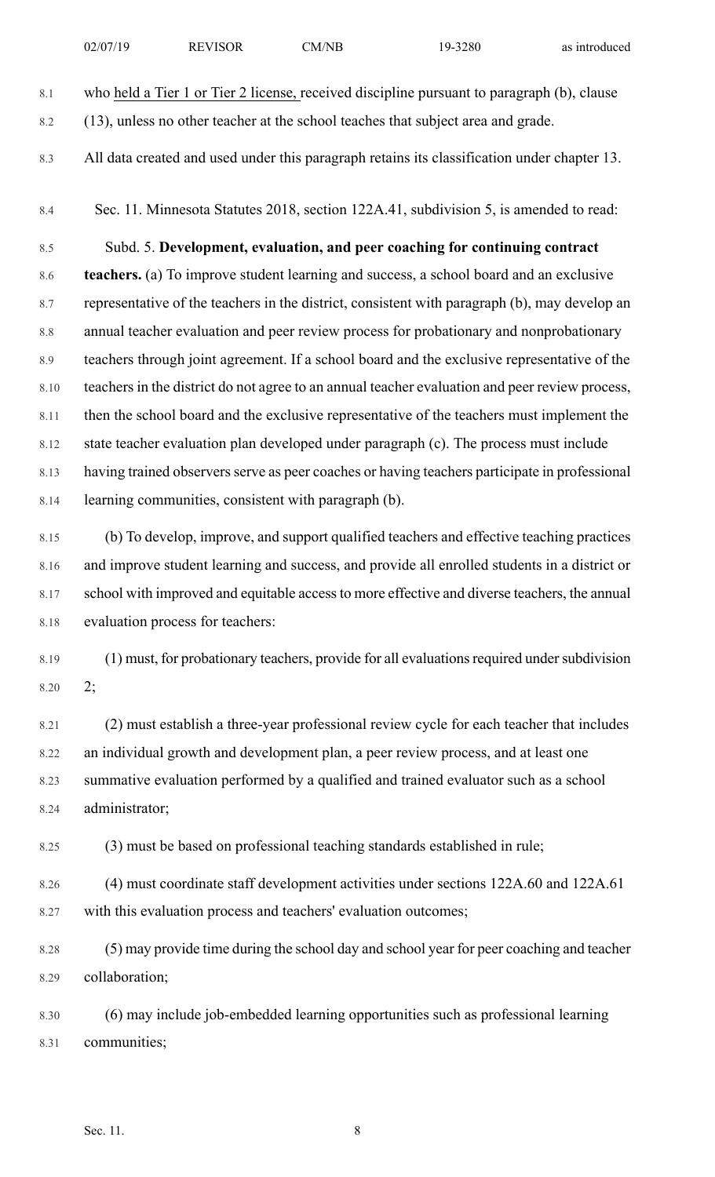who <u>held a Tier 1 or Tier 2 license,</u> received discipline pursuant to paragraph (b), clause (13), unless no other teacher at the school teaches that subject area and grade.

All data created and used under this paragraph retains its classification under chapter 13.

Sec. 11. Minnesota Statutes 2018, section 122A.41, subdivision 5, is amended to read:

Subd. 5. **Development, evaluation, and peer coaching for continuing contract teachers.** (a) To improve student learning and success, a school board and an exclusive representative of the teachers in the district, consistent with paragraph (b), may develop an annual teacher evaluation and peer review process for probationary and nonprobationary teachers through joint agreement. If a school board and the exclusive representative of the teachers in the district do not agree to an annual teacher evaluation and peer review process, then the school board and the exclusive representative of the teachers must implement the state teacher evaluation plan developed under paragraph (c). The process must include having trained observers serve as peer coaches or having teachers participate in professional learning communities, consistent with paragraph (b).

(b) To develop, improve, and support qualified teachers and effective teaching practices and improve student learning and success, and provide all enrolled students in a district or school with improved and equitable access to more effective and diverse teachers, the annual evaluation process for teachers:

(1) must, for probationary teachers, provide for all evaluations required under subdivision 2;

(2) must establish a three-year professional review cycle for each teacher that includes an individual growth and development plan, a peer review process, and at least one summative evaluation performed by a qualified and trained evaluator such as a school administrator;

(3) must be based on professional teaching standards established in rule;

(4) must coordinate staff development activities under sections 122A.60 and 122A.61 with this evaluation process and teachers' evaluation outcomes;

(5) may provide time during the school day and school year for peer coaching and teacher collaboration;

(6) may include job-embedded learning opportunities such as professional learning communities;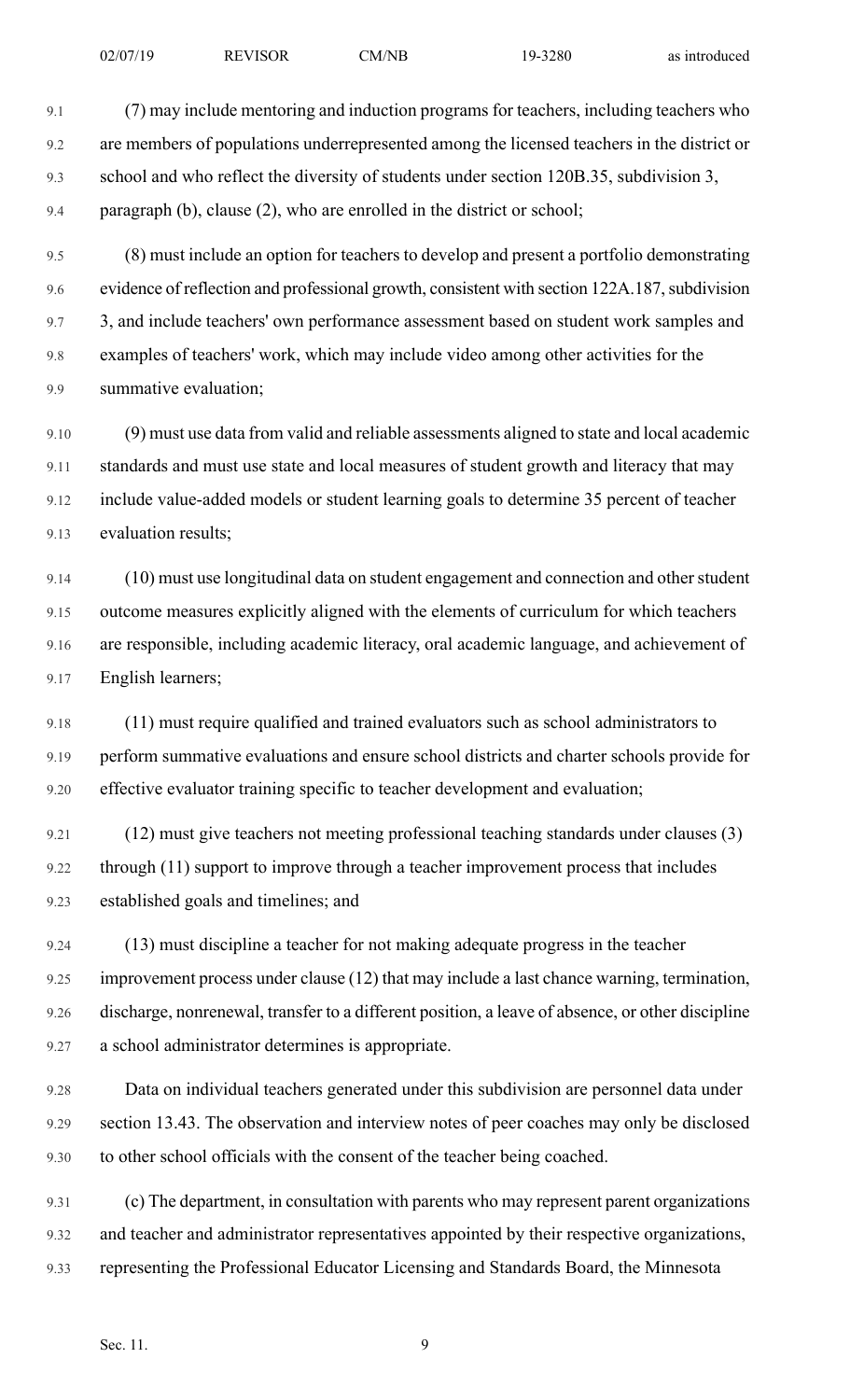(7) may include mentoring and induction programs for teachers, including teachers who are members of populations underrepresented among the licensed teachers in the district or school and who reflect the diversity of students under section 120B.35, subdivision 3, paragraph (b), clause (2), who are enrolled in the district or school;

(8) must include an option for teachers to develop and present a portfolio demonstrating evidence of reflection and professional growth, consistent with section 122A.187, subdivision 3, and include teachers' own performance assessment based on student work samples and examples of teachers' work, which may include video among other activities for the summative evaluation;

(9) must use data from valid and reliable assessments aligned to state and local academic standards and must use state and local measures of student growth and literacy that may include value-added models or student learning goals to determine 35 percent of teacher evaluation results;

(10) must use longitudinal data on student engagement and connection and other student outcome measures explicitly aligned with the elements of curriculum for which teachers are responsible, including academic literacy, oral academic language, and achievement of English learners;

(11) must require qualified and trained evaluators such as school administrators to perform summative evaluations and ensure school districts and charter schools provide for effective evaluator training specific to teacher development and evaluation;

(12) must give teachers not meeting professional teaching standards under clauses (3) through (11) support to improve through a teacher improvement process that includes established goals and timelines; and

(13) must discipline a teacher for not making adequate progress in the teacher improvement process under clause (12) that may include a last chance warning, termination, discharge, nonrenewal, transfer to a different position, a leave of absence, or other discipline a school administrator determines is appropriate.

Data on individual teachers generated under this subdivision are personnel data under section 13.43. The observation and interview notes of peer coaches may only be disclosed to other school officials with the consent of the teacher being coached.

(c) The department, in consultation with parents who may represent parent organizations and teacher and administrator representatives appointed by their respective organizations, representing the Professional Educator Licensing and Standards Board, the Minnesota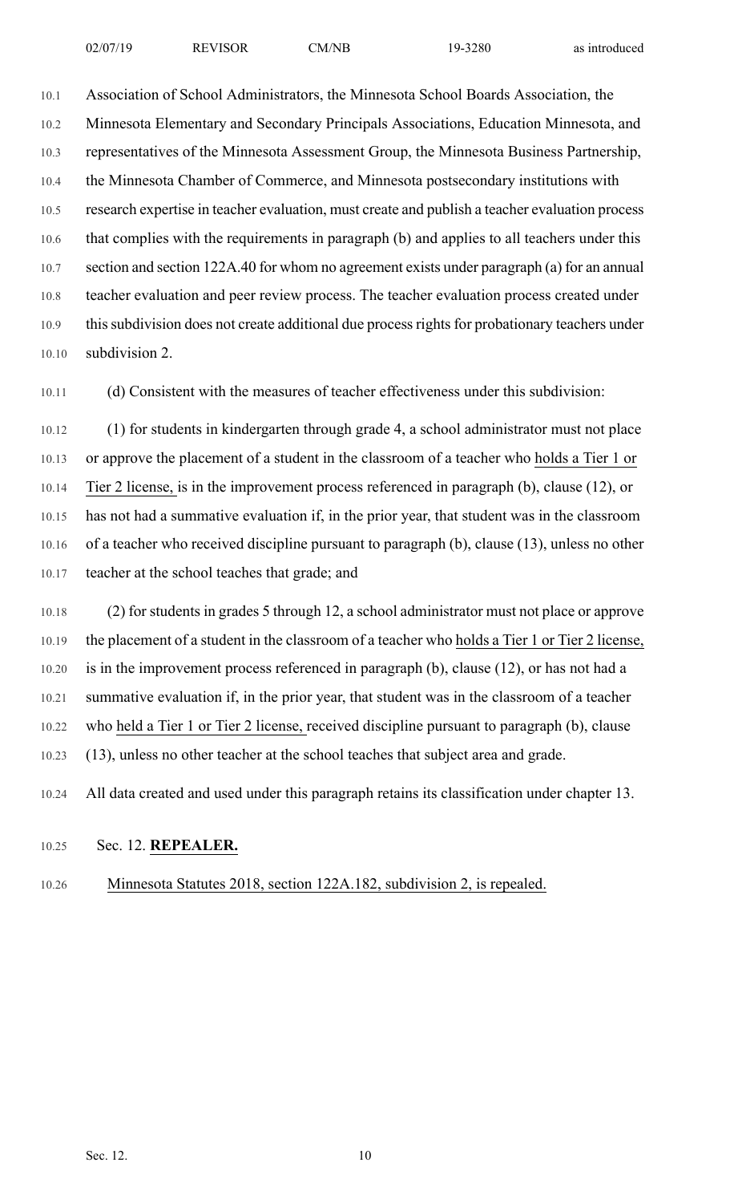Association of School Administrators, the Minnesota School Boards Association, the Minnesota Elementary and Secondary Principals Associations, Education Minnesota, and representatives of the Minnesota Assessment Group, the Minnesota Business Partnership, the Minnesota Chamber of Commerce, and Minnesota postsecondary institutions with research expertise in teacher evaluation, must create and publish a teacher evaluation process that complies with the requirements in paragraph (b) and applies to all teachers under this section and section 122A.40 for whom no agreement exists under paragraph (a) for an annual teacher evaluation and peer review process. The teacher evaluation process created under this subdivision does not create additional due process rights for probationary teachers under subdivision 2.

(d) Consistent with the measures of teacher effectiveness under this subdivision:

(1) for students in kindergarten through grade 4, a school administrator must not place or approve the placement of a student in the classroom of a teacher who holds a Tier 1 or Tier 2 license, is in the improvement process referenced in paragraph (b), clause (12), or has not had a summative evaluation if, in the prior year, that student was in the classroom of a teacher who received discipline pursuant to paragraph (b), clause (13), unless no other teacher at the school teaches that grade; and

(2) for students in grades 5 through 12, a school administrator must not place or approve the placement of a student in the classroom of a teacher who holds a Tier 1 or Tier 2 license, is in the improvement process referenced in paragraph (b), clause (12), or has not had a summative evaluation if, in the prior year, that student was in the classroom of a teacher who held a Tier 1 or Tier 2 license, received discipline pursuant to paragraph (b), clause (13), unless no other teacher at the school teaches that subject area and grade.

All data created and used under this paragraph retains its classification under chapter 13.

Sec. 12. **REPEALER.**

Minnesota Statutes 2018, section 122A.182, subdivision 2, is repealed.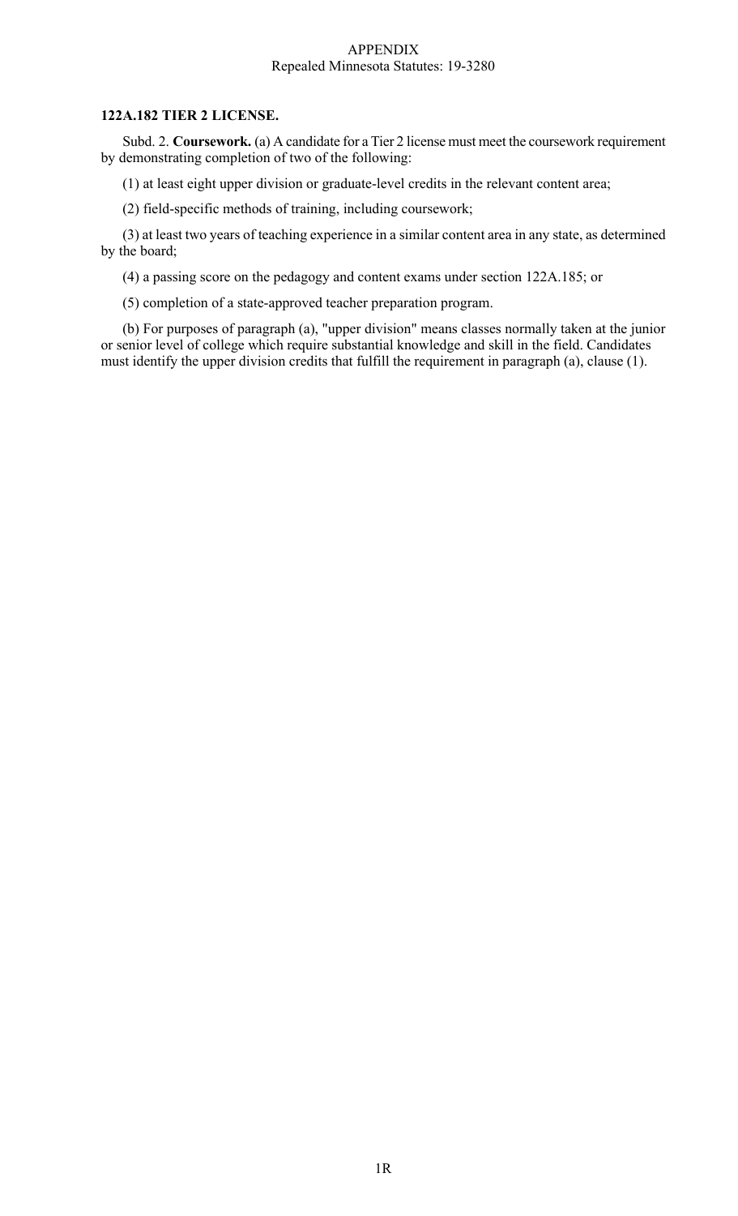APPENDIX
Repealed Minnesota Statutes: 19-3280

**122A.182 TIER 2 LICENSE.**

Subd. 2. **Coursework.** (a) A candidate for a Tier 2 license must meet the coursework requirement by demonstrating completion of two of the following:

(1) at least eight upper division or graduate-level credits in the relevant content area;

(2) field-specific methods of training, including coursework;

(3) at least two years of teaching experience in a similar content area in any state, as determined by the board;

(4) a passing score on the pedagogy and content exams under section 122A.185; or

(5) completion of a state-approved teacher preparation program.

(b) For purposes of paragraph (a), "upper division" means classes normally taken at the junior or senior level of college which require substantial knowledge and skill in the field. Candidates must identify the upper division credits that fulfill the requirement in paragraph (a), clause (1).